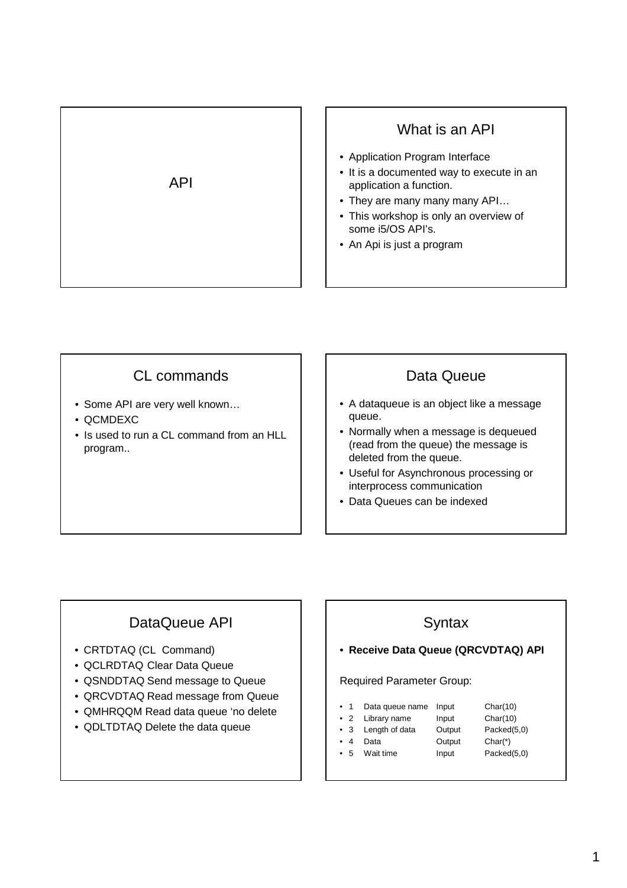# API

## What is an API

- Application Program Interface
- It is a documented way to execute in an application a function.
- They are many many many API…
- This workshop is only an overview of some i5/OS API's.
- An Api is just a program

## CL commands

- Some API are very well known…
- QCMDEXC
- Is used to run a CL command from an HLL program..

## Data Queue

- A dataqueue is an object like a message queue.
- Normally when a message is dequeued (read from the queue) the message is deleted from the queue.
- Useful for Asynchronous processing or interprocess communication
- Data Queues can be indexed

## DataQueue API

- CRTDTAQ (CL Command)
- QCLRDTAQ Clear Data Queue
- QSNDDTAQ Send message to Queue
- QRCVDTAQ Read message from Queue
- QMHRQQM Read data queue 'no delete
- QDLTDTAQ Delete the data queue

## Syntax

- **Receive Data Queue (QRCVDTAQ) API**

Required Parameter Group:

| | | | |
|---|---|---|---|
| 1 | Data queue name | Input | Char(10) |
| 2 | Library name | Input | Char(10) |
| 3 | Length of data | Output | Packed(5,0) |
| 4 | Data | Output | Char(*) |
| 5 | Wait time | Input | Packed(5,0) |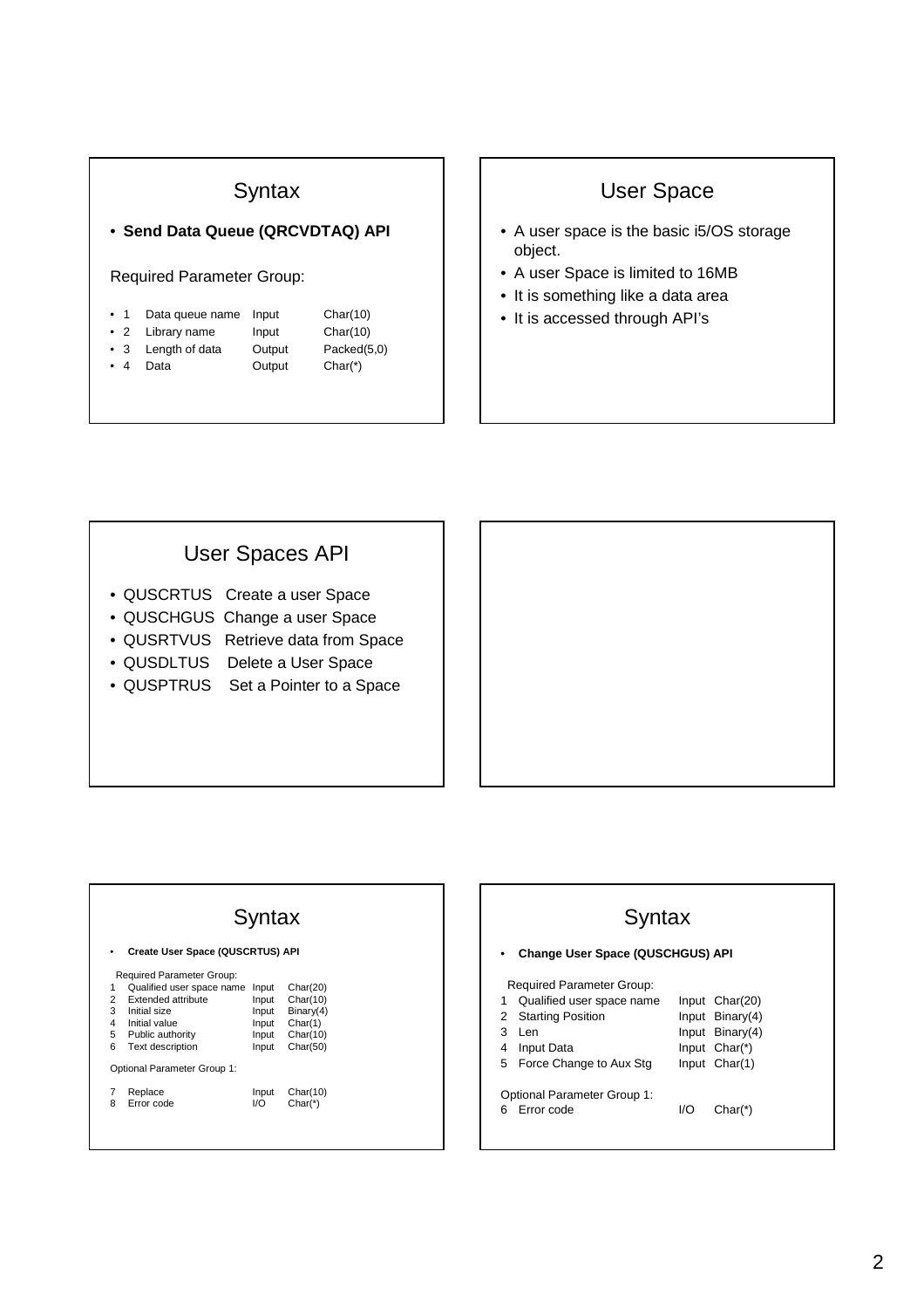## Syntax

- **Send Data Queue (QRCVDTAQ) API**

Required Parameter Group:

| # | Parameter | I/O | Type |
|---|---|---|---|
| 1 | Data queue name | Input | Char(10) |
| 2 | Library name | Input | Char(10) |
| 3 | Length of data | Output | Packed(5,0) |
| 4 | Data | Output | Char(*) |

## User Space

- A user space is the basic i5/OS storage object.
- A user Space is limited to 16MB
- It is something like a data area
- It is accessed through API's

## User Spaces API

- QUSCRTUS Create a user Space
- QUSCHGUS Change a user Space
- QUSRTVUS Retrieve data from Space
- QUSDLTUS Delete a User Space
- QUSPTRUS Set a Pointer to a Space

## Syntax

- **Create User Space (QUSCRTUS) API**

Required Parameter Group:

| # | Parameter | I/O | Type |
|---|---|---|---|
| 1 | Qualified user space name | Input | Char(20) |
| 2 | Extended attribute | Input | Char(10) |
| 3 | Initial size | Input | Binary(4) |
| 4 | Initial value | Input | Char(1) |
| 5 | Public authority | Input | Char(10) |
| 6 | Text description | Input | Char(50) |

Optional Parameter Group 1:

| # | Parameter | I/O | Type |
|---|---|---|---|
| 7 | Replace | Input | Char(10) |
| 8 | Error code | I/O | Char(*) |

## Syntax

- **Change User Space (QUSCHGUS) API**

Required Parameter Group:

| # | Parameter | I/O | Type |
|---|---|---|---|
| 1 | Qualified user space name | Input | Char(20) |
| 2 | Starting Position | Input | Binary(4) |
| 3 | Len | Input | Binary(4) |
| 4 | Input Data | Input | Char(*) |
| 5 | Force Change to Aux Stg | Input | Char(1) |

Optional Parameter Group 1:

| # | Parameter | I/O | Type |
|---|---|---|---|
| 6 | Error code | I/O | Char(*) |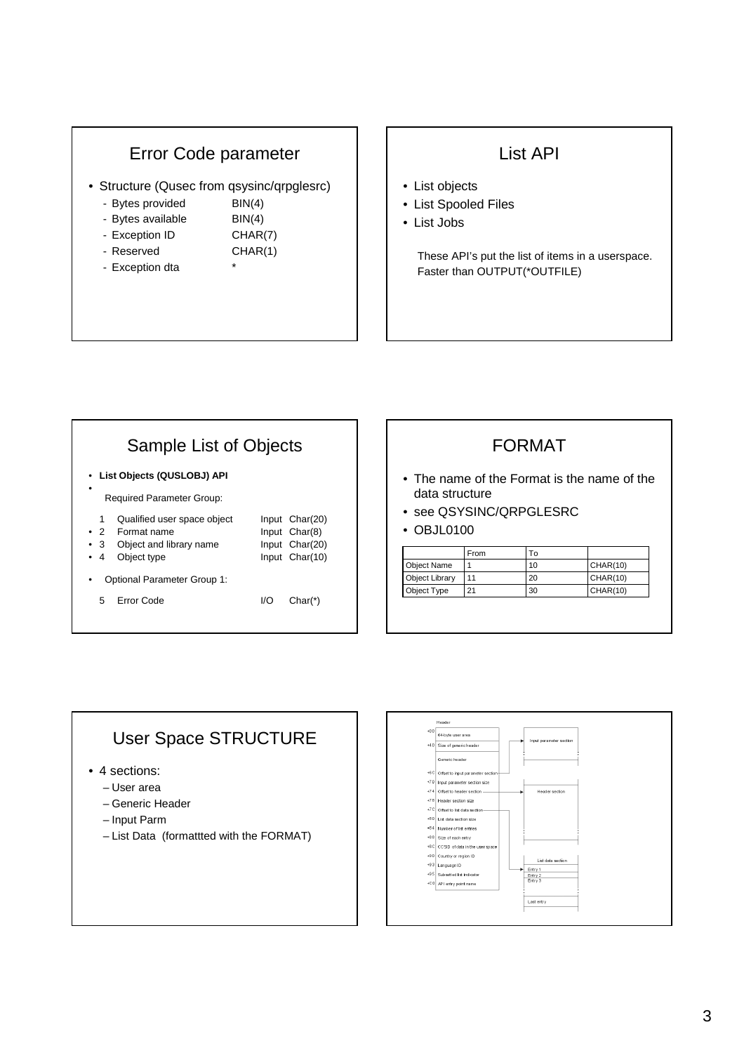## Error Code parameter

- Structure (Qusec from qsysinc/qrpglesrc)
  - Bytes provided BIN(4)
  - Bytes available BIN(4)
  - Exception ID CHAR(7)
  - Reserved CHAR(1)
  - Exception dta *

## List API

- List objects
- List Spooled Files
- List Jobs

These API's put the list of items in a userspace. Faster than OUTPUT(*OUTFILE)

## Sample List of Objects

- **List Objects (QUSLOBJ) API**
- Required Parameter Group:

| | | | |
|---|---|---|---|
| 1 | Qualified user space object | Input | Char(20) |
| 2 | Format name | Input | Char(8) |
| 3 | Object and library name | Input | Char(20) |
| 4 | Object type | Input | Char(10) |

- Optional Parameter Group 1:

| | | | |
|---|---|---|---|
| 5 | Error Code | I/O | Char(*) |

## FORMAT

- The name of the Format is the name of the data structure
- see QSYSINC/QRPGLESRC
- OBJL0100

| | From | To | |
|---|---|---|---|
| Object Name | 1 | 10 | CHAR(10) |
| Object Library | 11 | 20 | CHAR(10) |
| Object Type | 21 | 30 | CHAR(10) |

## User Space STRUCTURE

- 4 sections:
  - User area
  - Generic Header
  - Input Parm
  - List Data (formattted with the FORMAT)

Header

| Offset | Field |
|---|---|
| +00 | 64-byte user area |
| +40 | Size of generic header |
| | Generic header |
| +6C | Offset to input parameter section |
| +70 | Input parameter section size |
| +74 | Offset to header section |
| +78 | Header section size |
| +7C | Offset to list data section |
| +80 | List data section size |
| +84 | Number of list entries |
| +88 | Size of each entry |
| +8C | CCSID of data in the user space |
| +90 | Country or region ID |
| +93 | Language ID |
| +96 | Subsetted list indicator |
| +C0 | API entry point name |

Input parameter section

Header section

List data section
- Entry 1
- Entry 2
- Entry 3
- Last entry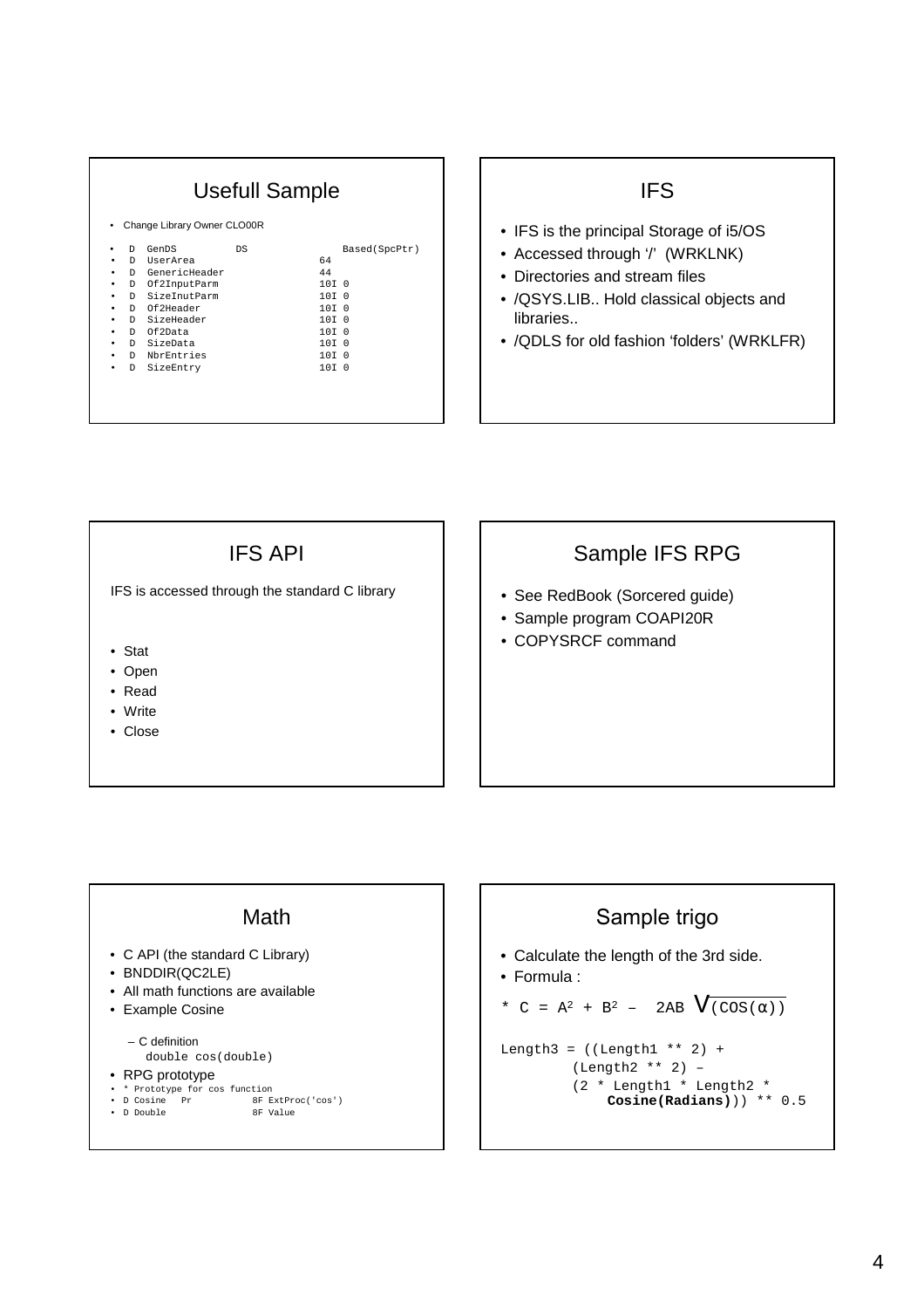## Usefull Sample

- Change Library Owner CLO00R

```
•  D  GenDS         DS               Based(SpcPtr)
•  D  UserArea                   64
•  D  GenericHeader              44
•  D  Of2InputParm               10I 0
•  D  SizeInutParm               10I 0
•  D  Of2Header                  10I 0
•  D  SizeHeader                 10I 0
•  D  Of2Data                    10I 0
•  D  SizeData                   10I 0
•  D  NbrEntries                 10I 0
•  D  SizeEntry                  10I 0
```

## IFS

- IFS is the principal Storage of i5/OS
- Accessed through '/' (WRKLNK)
- Directories and stream files
- /QSYS.LIB.. Hold classical objects and libraries..
- /QDLS for old fashion 'folders' (WRKLFR)

## IFS API

IFS is accessed through the standard C library

- Stat
- Open
- Read
- Write
- Close

## Sample IFS RPG

- See RedBook (Sorcered guide)
- Sample program COAPI20R
- COPYSRCF command

## Math

- C API (the standard C Library)
- BNDDIR(QC2LE)
- All math functions are available
- Example Cosine
  - C definition
    `double cos(double)`
- RPG prototype

```
• * Prototype for cos function
• D Cosine   Pr          8F ExtProc('cos')
• D Double               8F Value
```

## Sample trigo

- Calculate the length of the 3rd side.
- Formula :

$$C = \sqrt{A^2 + B^2 - 2AB\,(\cos(\alpha))}$$

```
Length3 = ((Length1 ** 2) +
          (Length2 ** 2) –
          (2 * Length1 * Length2 *
              Cosine(Radians))) ** 0.5
```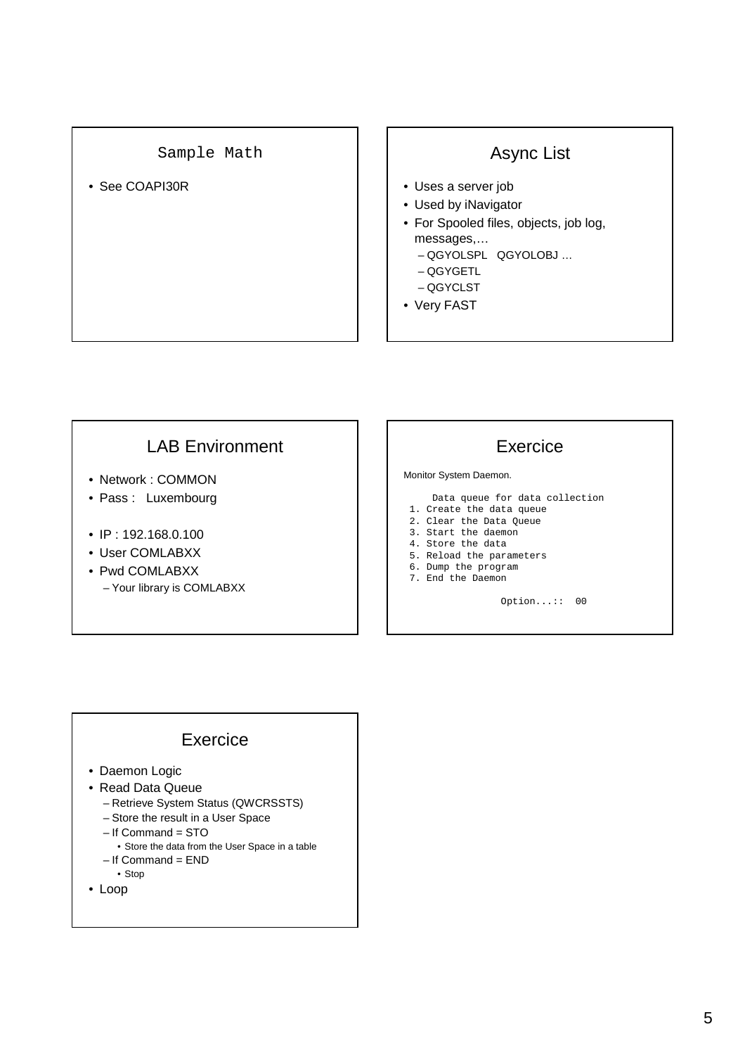## Sample Math

- See COAPI30R

## Async List

- Uses a server job
- Used by iNavigator
- For Spooled files, objects, job log, messages,…
  - QGYOLSPL QGYOLOBJ …
  - QGYGETL
  - QGYCLST
- Very FAST

## LAB Environment

- Network : COMMON
- Pass : Luxembourg
- IP : 192.168.0.100
- User COMLABXX
- Pwd COMLABXX
  - Your library is COMLABXX

## Exercice

Monitor System Daemon.

```
     Data queue for data collection
 1. Create the data queue
 2. Clear the Data Queue
 3. Start the daemon
 4. Store the data
 5. Reload the parameters
 6. Dump the program
 7. End the Daemon

                 Option...::  00
```

## Exercice

- Daemon Logic
- Read Data Queue
  - Retrieve System Status (QWCRSSTS)
  - Store the result in a User Space
  - If Command = STO
    - Store the data from the User Space in a table
  - If Command = END
    - Stop
- Loop